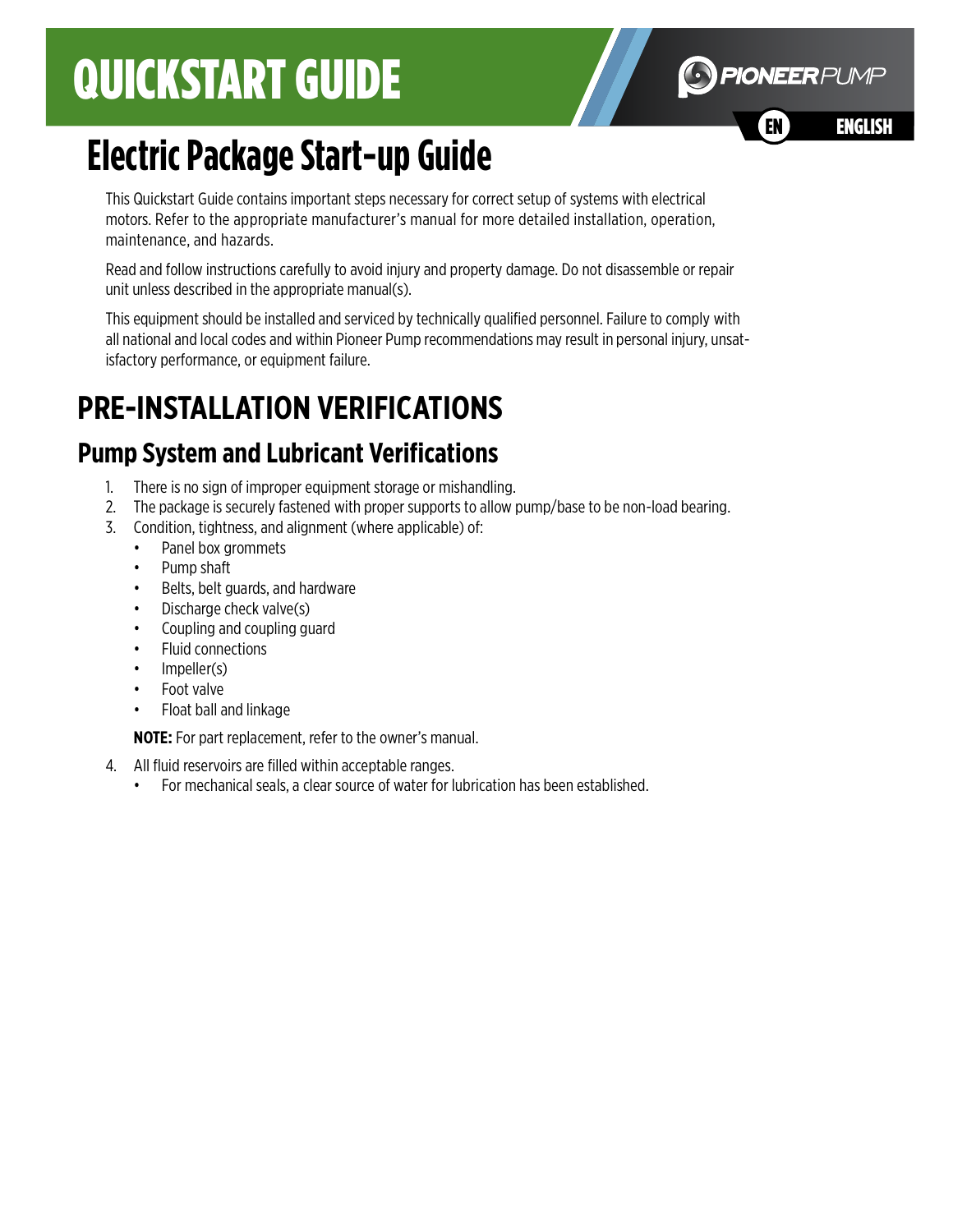# QUICKSTART GUIDE

EN ENGLISH

# Electric Package Start-up Guide

This Quickstart Guide contains important steps necessary for correct setup of systems with electrical motors. Refer to the appropriate manufacturer's manual for more detailed installation, operation, maintenance, and hazards.

Read and follow instructions carefully to avoid injury and property damage. Do not disassemble or repair unit unless described in the appropriate manual(s).

This equipment should be installed and serviced by technically qualified personnel. Failure to comply with all national and local codes and within Pioneer Pump recommendations may result in personal injury, unsatisfactory performance, or equipment failure.

## PRE-INSTALLATION VERIFICATIONS

### Pump System and Lubricant Verifications

1. There is no sign of improper equipment storage or mishandling.
2. The package is securely fastened with proper supports to allow pump/base to be non-load bearing.
3. Condition, tightness, and alignment (where applicable) of:
   - Panel box grommets
   - Pump shaft
   - Belts, belt guards, and hardware
   - Discharge check valve(s)
   - Coupling and coupling guard
   - Fluid connections
   - Impeller(s)
   - Foot valve
   - Float ball and linkage

   **NOTE:** For part replacement, refer to the owner's manual.

4. All fluid reservoirs are filled within acceptable ranges.
   - For mechanical seals, a clear source of water for lubrication has been established.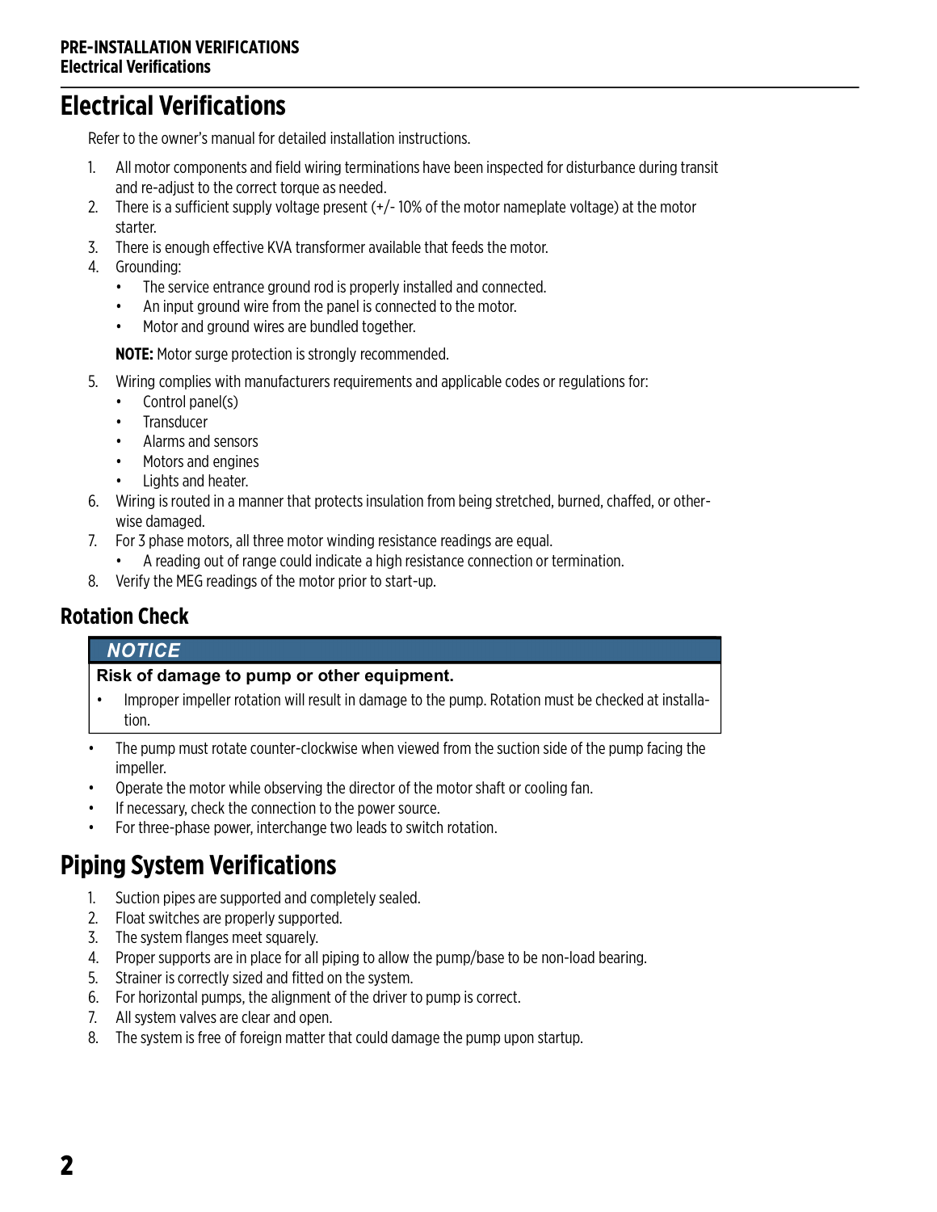# Electrical Verifications

Refer to the owner's manual for detailed installation instructions.

1. All motor components and field wiring terminations have been inspected for disturbance during transit and re-adjust to the correct torque as needed.
2. There is a sufficient supply voltage present (+/- 10% of the motor nameplate voltage) at the motor starter.
3. There is enough effective KVA transformer available that feeds the motor.
4. Grounding:
   - The service entrance ground rod is properly installed and connected.
   - An input ground wire from the panel is connected to the motor.
   - Motor and ground wires are bundled together.

   **NOTE:** Motor surge protection is strongly recommended.
5. Wiring complies with manufacturers requirements and applicable codes or regulations for:
   - Control panel(s)
   - Transducer
   - Alarms and sensors
   - Motors and engines
   - Lights and heater.
6. Wiring is routed in a manner that protects insulation from being stretched, burned, chaffed, or otherwise damaged.
7. For 3 phase motors, all three motor winding resistance readings are equal.
   - A reading out of range could indicate a high resistance connection or termination.
8. Verify the MEG readings of the motor prior to start-up.

## Rotation Check

> ***NOTICE***
>
> **Risk of damage to pump or other equipment.**
>
> - Improper impeller rotation will result in damage to the pump. Rotation must be checked at installation.

- The pump must rotate counter-clockwise when viewed from the suction side of the pump facing the impeller.
- Operate the motor while observing the director of the motor shaft or cooling fan.
- If necessary, check the connection to the power source.
- For three-phase power, interchange two leads to switch rotation.

# Piping System Verifications

1. Suction pipes are supported and completely sealed.
2. Float switches are properly supported.
3. The system flanges meet squarely.
4. Proper supports are in place for all piping to allow the pump/base to be non-load bearing.
5. Strainer is correctly sized and fitted on the system.
6. For horizontal pumps, the alignment of the driver to pump is correct.
7. All system valves are clear and open.
8. The system is free of foreign matter that could damage the pump upon startup.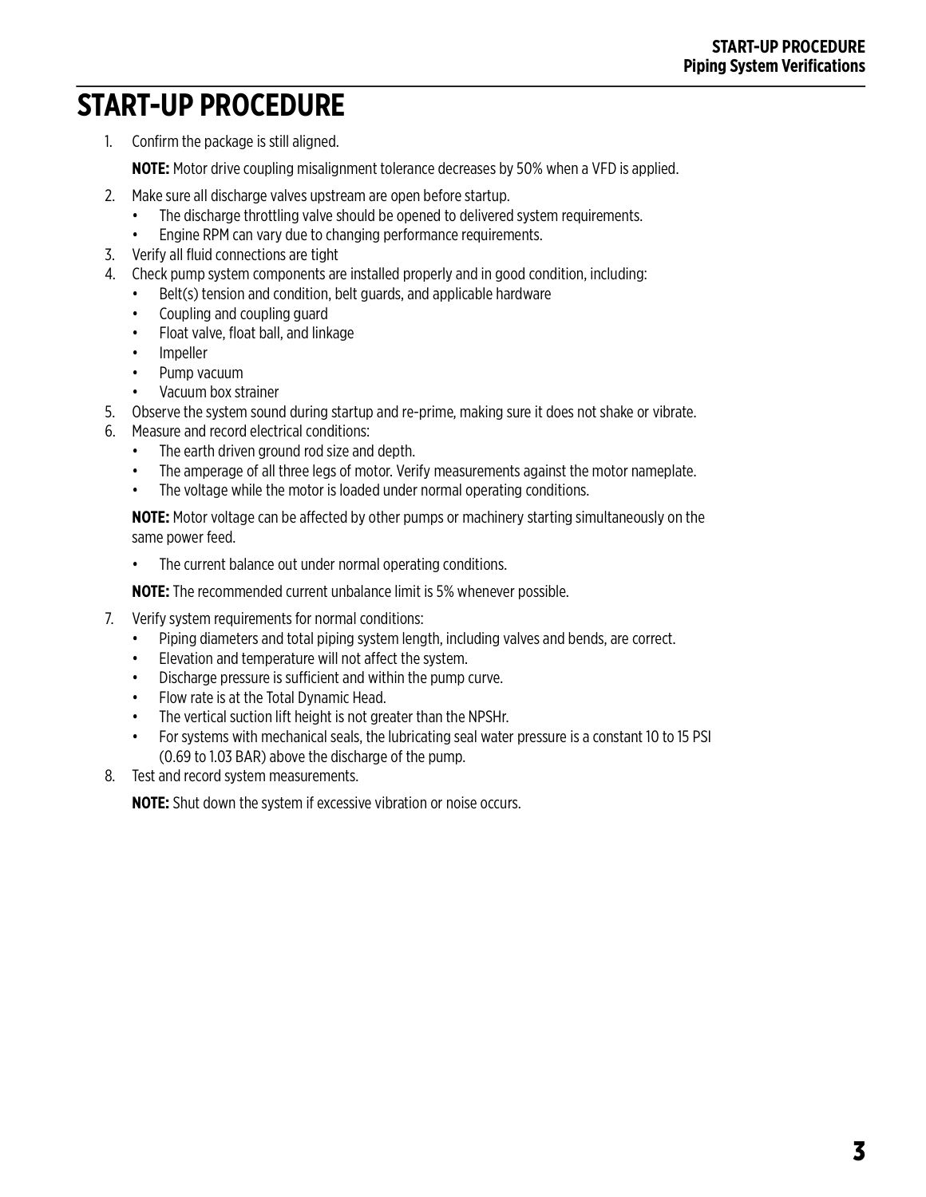# START-UP PROCEDURE

1. Confirm the package is still aligned.

   **NOTE:** Motor drive coupling misalignment tolerance decreases by 50% when a VFD is applied.

2. Make sure all discharge valves upstream are open before startup.
   - The discharge throttling valve should be opened to delivered system requirements.
   - Engine RPM can vary due to changing performance requirements.
3. Verify all fluid connections are tight
4. Check pump system components are installed properly and in good condition, including:
   - Belt(s) tension and condition, belt guards, and applicable hardware
   - Coupling and coupling guard
   - Float valve, float ball, and linkage
   - Impeller
   - Pump vacuum
   - Vacuum box strainer
5. Observe the system sound during startup and re-prime, making sure it does not shake or vibrate.
6. Measure and record electrical conditions:
   - The earth driven ground rod size and depth.
   - The amperage of all three legs of motor. Verify measurements against the motor nameplate.
   - The voltage while the motor is loaded under normal operating conditions.

   **NOTE:** Motor voltage can be affected by other pumps or machinery starting simultaneously on the same power feed.

   - The current balance out under normal operating conditions.

   **NOTE:** The recommended current unbalance limit is 5% whenever possible.

7. Verify system requirements for normal conditions:
   - Piping diameters and total piping system length, including valves and bends, are correct.
   - Elevation and temperature will not affect the system.
   - Discharge pressure is sufficient and within the pump curve.
   - Flow rate is at the Total Dynamic Head.
   - The vertical suction lift height is not greater than the NPSHr.
   - For systems with mechanical seals, the lubricating seal water pressure is a constant 10 to 15 PSI (0.69 to 1.03 BAR) above the discharge of the pump.
8. Test and record system measurements.

   **NOTE:** Shut down the system if excessive vibration or noise occurs.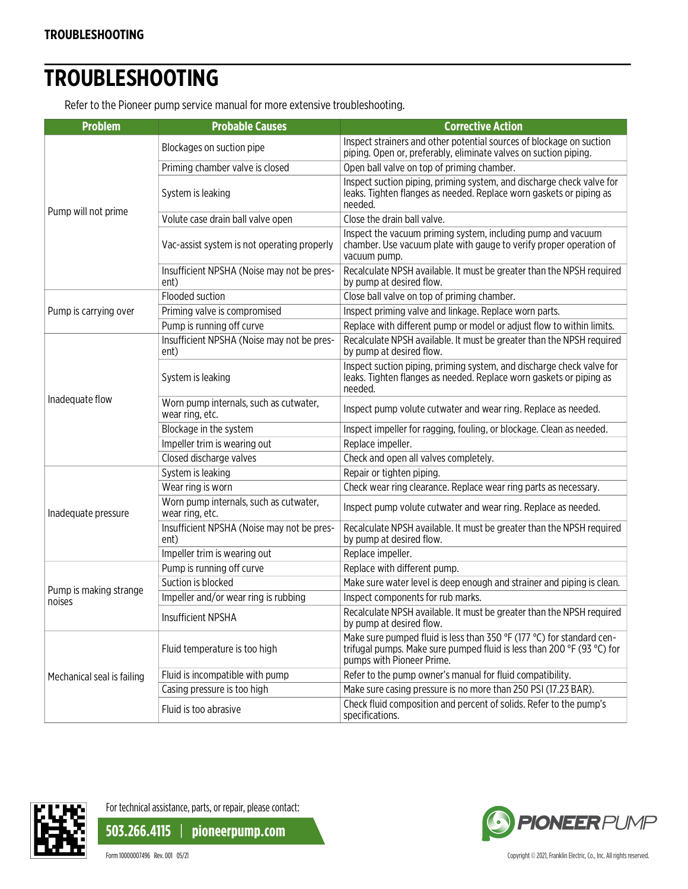# TROUBLESHOOTING

Refer to the Pioneer pump service manual for more extensive troubleshooting.

| Problem | Probable Causes | Corrective Action |
|---|---|---|
| Pump will not prime | Blockages on suction pipe | Inspect strainers and other potential sources of blockage on suction piping. Open or, preferably, eliminate valves on suction piping. |
| | Priming chamber valve is closed | Open ball valve on top of priming chamber. |
| | System is leaking | Inspect suction piping, priming system, and discharge check valve for leaks. Tighten flanges as needed. Replace worn gaskets or piping as needed. |
| | Volute case drain ball valve open | Close the drain ball valve. |
| | Vac-assist system is not operating properly | Inspect the vacuum priming system, including pump and vacuum chamber. Use vacuum plate with gauge to verify proper operation of vacuum pump. |
| | Insufficient NPSHA (Noise may not be present) | Recalculate NPSH available. It must be greater than the NPSH required by pump at desired flow. |
| Pump is carrying over | Flooded suction | Close ball valve on top of priming chamber. |
| | Priming valve is compromised | Inspect priming valve and linkage. Replace worn parts. |
| | Pump is running off curve | Replace with different pump or model or adjust flow to within limits. |
| Inadequate flow | Insufficient NPSHA (Noise may not be present) | Recalculate NPSH available. It must be greater than the NPSH required by pump at desired flow. |
| | System is leaking | Inspect suction piping, priming system, and discharge check valve for leaks. Tighten flanges as needed. Replace worn gaskets or piping as needed. |
| | Worn pump internals, such as cutwater, wear ring, etc. | Inspect pump volute cutwater and wear ring. Replace as needed. |
| | Blockage in the system | Inspect impeller for ragging, fouling, or blockage. Clean as needed. |
| | Impeller trim is wearing out | Replace impeller. |
| | Closed discharge valves | Check and open all valves completely. |
| Inadequate pressure | System is leaking | Repair or tighten piping. |
| | Wear ring is worn | Check wear ring clearance. Replace wear ring parts as necessary. |
| | Worn pump internals, such as cutwater, wear ring, etc. | Inspect pump volute cutwater and wear ring. Replace as needed. |
| | Insufficient NPSHA (Noise may not be present) | Recalculate NPSH available. It must be greater than the NPSH required by pump at desired flow. |
| | Impeller trim is wearing out | Replace impeller. |
| Pump is making strange noises | Pump is running off curve | Replace with different pump. |
| | Suction is blocked | Make sure water level is deep enough and strainer and piping is clean. |
| | Impeller and/or wear ring is rubbing | Inspect components for rub marks. |
| | Insufficient NPSHA | Recalculate NPSH available. It must be greater than the NPSH required by pump at desired flow. |
| Mechanical seal is failing | Fluid temperature is too high | Make sure pumped fluid is less than 350 °F (177 °C) for standard centrifugal pumps. Make sure pumped fluid is less than 200 °F (93 °C) for pumps with Pioneer Prime. |
| | Fluid is incompatible with pump | Refer to the pump owner's manual for fluid compatibility. |
| | Casing pressure is too high | Make sure casing pressure is no more than 250 PSI (17.23 BAR). |
| | Fluid is too abrasive | Check fluid composition and percent of solids. Refer to the pump's specifications. |

For technical assistance, parts, or repair, please contact:

**503.266.4115 | pioneerpump.com**

Form 10000007496 Rev. 001 05/21

Copyright © 2021, Franklin Electric, Co., Inc. All rights reserved.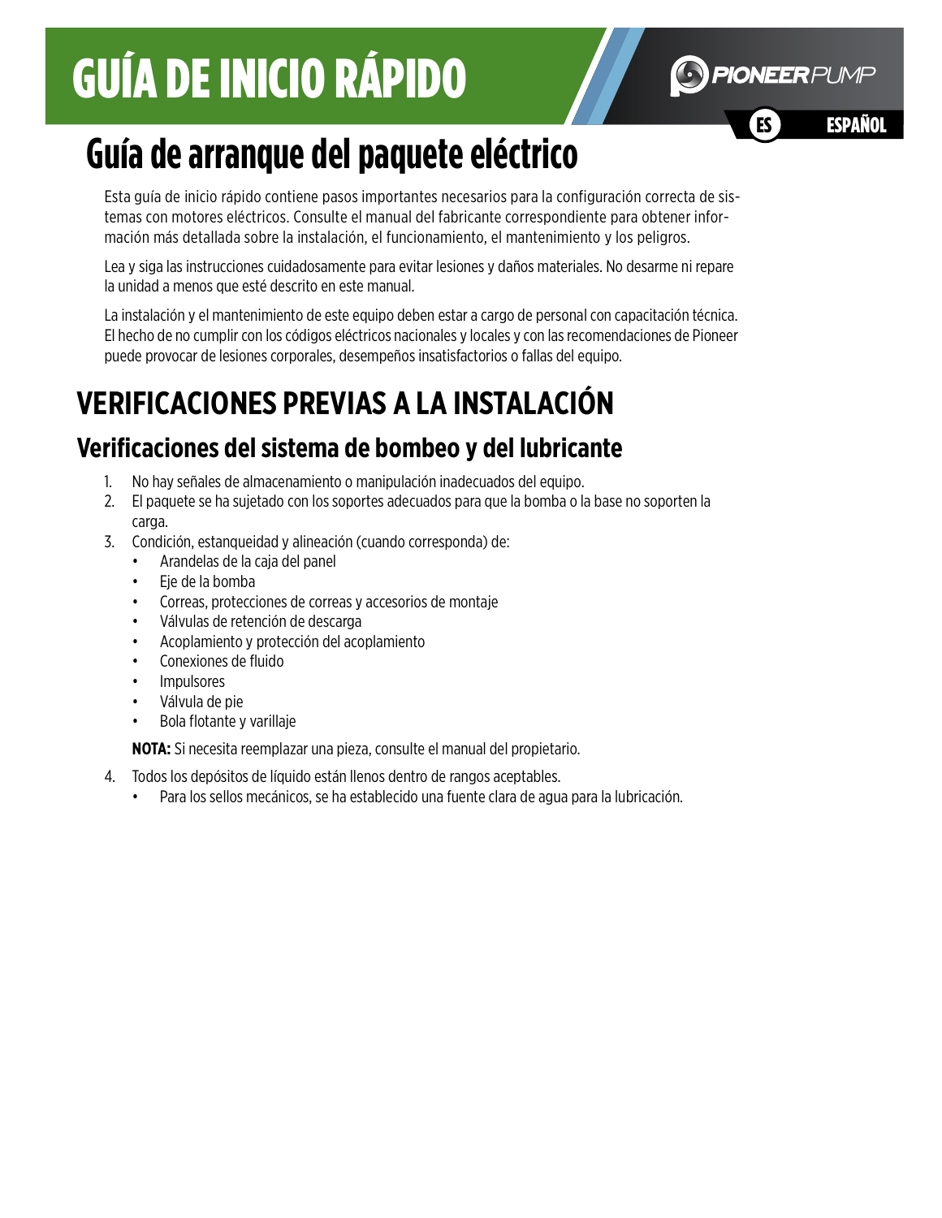# GUÍA DE INICIO RÁPIDO

PIONEERPUMP

ES ESPAÑOL

## Guía de arranque del paquete eléctrico

Esta guía de inicio rápido contiene pasos importantes necesarios para la configuración correcta de sistemas con motores eléctricos. Consulte el manual del fabricante correspondiente para obtener información más detallada sobre la instalación, el funcionamiento, el mantenimiento y los peligros.

Lea y siga las instrucciones cuidadosamente para evitar lesiones y daños materiales. No desarme ni repare la unidad a menos que esté descrito en este manual.

La instalación y el mantenimiento de este equipo deben estar a cargo de personal con capacitación técnica. El hecho de no cumplir con los códigos eléctricos nacionales y locales y con las recomendaciones de Pioneer puede provocar de lesiones corporales, desempeños insatisfactorios o fallas del equipo.

# VERIFICACIONES PREVIAS A LA INSTALACIÓN

## Verificaciones del sistema de bombeo y del lubricante

1. No hay señales de almacenamiento o manipulación inadecuados del equipo.
2. El paquete se ha sujetado con los soportes adecuados para que la bomba o la base no soporten la carga.
3. Condición, estanqueidad y alineación (cuando corresponda) de:
   - Arandelas de la caja del panel
   - Eje de la bomba
   - Correas, protecciones de correas y accesorios de montaje
   - Válvulas de retención de descarga
   - Acoplamiento y protección del acoplamiento
   - Conexiones de fluido
   - Impulsores
   - Válvula de pie
   - Bola flotante y varillaje

   **NOTA:** Si necesita reemplazar una pieza, consulte el manual del propietario.
4. Todos los depósitos de líquido están llenos dentro de rangos aceptables.
   - Para los sellos mecánicos, se ha establecido una fuente clara de agua para la lubricación.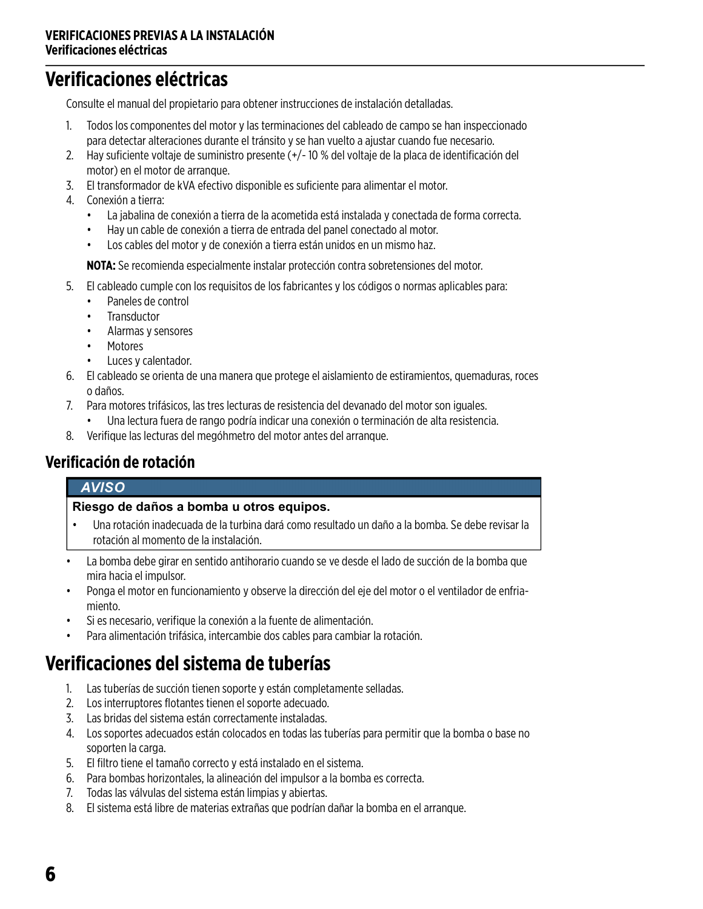# Verificaciones eléctricas

Consulte el manual del propietario para obtener instrucciones de instalación detalladas.

1. Todos los componentes del motor y las terminaciones del cableado de campo se han inspeccionado para detectar alteraciones durante el tránsito y se han vuelto a ajustar cuando fue necesario.
2. Hay suficiente voltaje de suministro presente (+/- 10 % del voltaje de la placa de identificación del motor) en el motor de arranque.
3. El transformador de kVA efectivo disponible es suficiente para alimentar el motor.
4. Conexión a tierra:
   - La jabalina de conexión a tierra de la acometida está instalada y conectada de forma correcta.
   - Hay un cable de conexión a tierra de entrada del panel conectado al motor.
   - Los cables del motor y de conexión a tierra están unidos en un mismo haz.

   **NOTA:** Se recomienda especialmente instalar protección contra sobretensiones del motor.
5. El cableado cumple con los requisitos de los fabricantes y los códigos o normas aplicables para:
   - Paneles de control
   - Transductor
   - Alarmas y sensores
   - Motores
   - Luces y calentador.
6. El cableado se orienta de una manera que protege el aislamiento de estiramientos, quemaduras, roces o daños.
7. Para motores trifásicos, las tres lecturas de resistencia del devanado del motor son iguales.
   - Una lectura fuera de rango podría indicar una conexión o terminación de alta resistencia.
8. Verifique las lecturas del megóhmetro del motor antes del arranque.

## Verificación de rotación

**AVISO**

**Riesgo de daños a bomba u otros equipos.**

- Una rotación inadecuada de la turbina dará como resultado un daño a la bomba. Se debe revisar la rotación al momento de la instalación.

- La bomba debe girar en sentido antihorario cuando se ve desde el lado de succión de la bomba que mira hacia el impulsor.
- Ponga el motor en funcionamiento y observe la dirección del eje del motor o el ventilador de enfriamiento.
- Si es necesario, verifique la conexión a la fuente de alimentación.
- Para alimentación trifásica, intercambie dos cables para cambiar la rotación.

# Verificaciones del sistema de tuberías

1. Las tuberías de succión tienen soporte y están completamente selladas.
2. Los interruptores flotantes tienen el soporte adecuado.
3. Las bridas del sistema están correctamente instaladas.
4. Los soportes adecuados están colocados en todas las tuberías para permitir que la bomba o base no soporten la carga.
5. El filtro tiene el tamaño correcto y está instalado en el sistema.
6. Para bombas horizontales, la alineación del impulsor a la bomba es correcta.
7. Todas las válvulas del sistema están limpias y abiertas.
8. El sistema está libre de materias extrañas que podrían dañar la bomba en el arranque.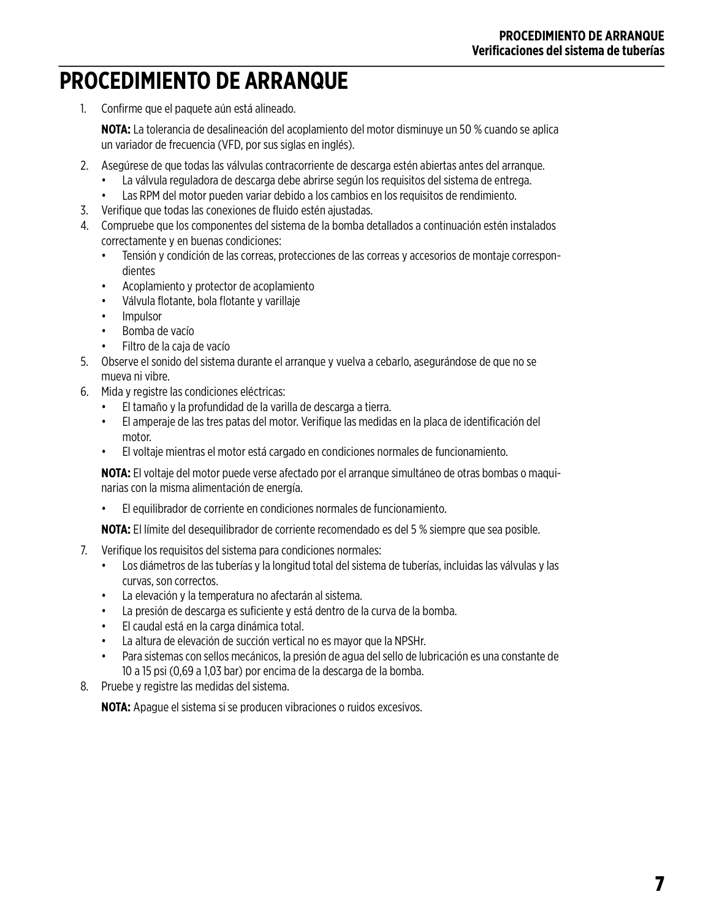# PROCEDIMIENTO DE ARRANQUE

1. Confirme que el paquete aún está alineado.

   **NOTA:** La tolerancia de desalineación del acoplamiento del motor disminuye un 50 % cuando se aplica un variador de frecuencia (VFD, por sus siglas en inglés).

2. Asegúrese de que todas las válvulas contracorriente de descarga estén abiertas antes del arranque.
   - La válvula reguladora de descarga debe abrirse según los requisitos del sistema de entrega.
   - Las RPM del motor pueden variar debido a los cambios en los requisitos de rendimiento.
3. Verifique que todas las conexiones de fluido estén ajustadas.
4. Compruebe que los componentes del sistema de la bomba detallados a continuación estén instalados correctamente y en buenas condiciones:
   - Tensión y condición de las correas, protecciones de las correas y accesorios de montaje correspondientes
   - Acoplamiento y protector de acoplamiento
   - Válvula flotante, bola flotante y varillaje
   - Impulsor
   - Bomba de vacío
   - Filtro de la caja de vacío
5. Observe el sonido del sistema durante el arranque y vuelva a cebarlo, asegurándose de que no se mueva ni vibre.
6. Mida y registre las condiciones eléctricas:
   - El tamaño y la profundidad de la varilla de descarga a tierra.
   - El amperaje de las tres patas del motor. Verifique las medidas en la placa de identificación del motor.
   - El voltaje mientras el motor está cargado en condiciones normales de funcionamiento.

   **NOTA:** El voltaje del motor puede verse afectado por el arranque simultáneo de otras bombas o maquinarias con la misma alimentación de energía.

   - El equilibrador de corriente en condiciones normales de funcionamiento.

   **NOTA:** El límite del desequilibrador de corriente recomendado es del 5 % siempre que sea posible.

7. Verifique los requisitos del sistema para condiciones normales:
   - Los diámetros de las tuberías y la longitud total del sistema de tuberías, incluidas las válvulas y las curvas, son correctos.
   - La elevación y la temperatura no afectarán al sistema.
   - La presión de descarga es suficiente y está dentro de la curva de la bomba.
   - El caudal está en la carga dinámica total.
   - La altura de elevación de succión vertical no es mayor que la NPSHr.
   - Para sistemas con sellos mecánicos, la presión de agua del sello de lubricación es una constante de 10 a 15 psi (0,69 a 1,03 bar) por encima de la descarga de la bomba.
8. Pruebe y registre las medidas del sistema.

   **NOTA:** Apague el sistema si se producen vibraciones o ruidos excesivos.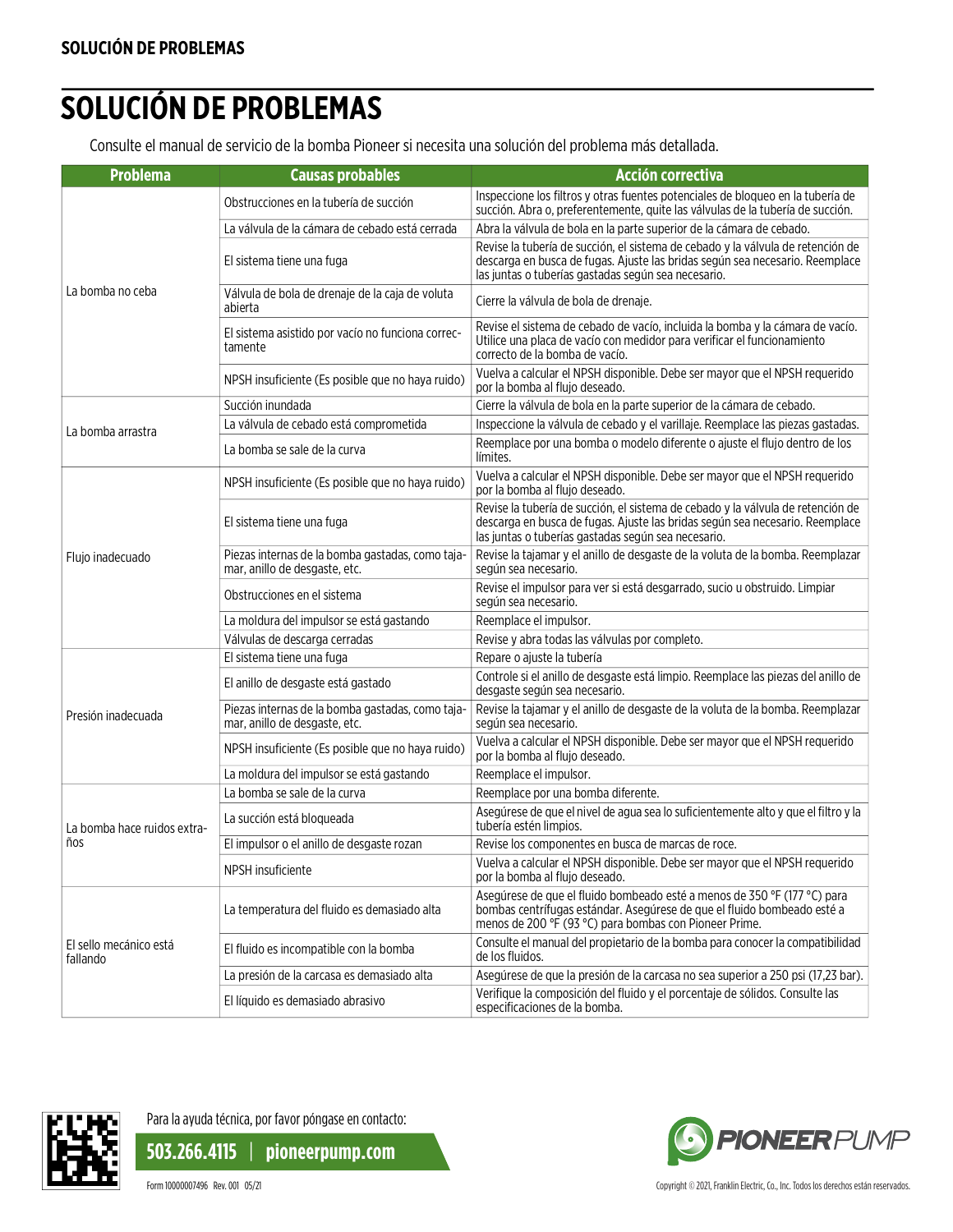# SOLUCIÓN DE PROBLEMAS

Consulte el manual de servicio de la bomba Pioneer si necesita una solución del problema más detallada.

| Problema | Causas probables | Acción correctiva |
|---|---|---|
| La bomba no ceba | Obstrucciones en la tubería de succión | Inspeccione los filtros y otras fuentes potenciales de bloqueo en la tubería de succión. Abra o, preferentemente, quite las válvulas de la tubería de succión. |
| | La válvula de la cámara de cebado está cerrada | Abra la válvula de bola en la parte superior de la cámara de cebado. |
| | El sistema tiene una fuga | Revise la tubería de succión, el sistema de cebado y la válvula de retención de descarga en busca de fugas. Ajuste las bridas según sea necesario. Reemplace las juntas o tuberías gastadas según sea necesario. |
| | Válvula de bola de drenaje de la caja de voluta abierta | Cierre la válvula de bola de drenaje. |
| | El sistema asistido por vacío no funciona correctamente | Revise el sistema de cebado de vacío, incluida la bomba y la cámara de vacío. Utilice una placa de vacío con medidor para verificar el funcionamiento correcto de la bomba de vacío. |
| | NPSH insuficiente (Es posible que no haya ruido) | Vuelva a calcular el NPSH disponible. Debe ser mayor que el NPSH requerido por la bomba al flujo deseado. |
| La bomba arrastra | Succión inundada | Cierre la válvula de bola en la parte superior de la cámara de cebado. |
| | La válvula de cebado está comprometida | Inspeccione la válvula de cebado y el varillaje. Reemplace las piezas gastadas. |
| | La bomba se sale de la curva | Reemplace por una bomba o modelo diferente o ajuste el flujo dentro de los límites. |
| Flujo inadecuado | NPSH insuficiente (Es posible que no haya ruido) | Vuelva a calcular el NPSH disponible. Debe ser mayor que el NPSH requerido por la bomba al flujo deseado. |
| | El sistema tiene una fuga | Revise la tubería de succión, el sistema de cebado y la válvula de retención de descarga en busca de fugas. Ajuste las bridas según sea necesario. Reemplace las juntas o tuberías gastadas según sea necesario. |
| | Piezas internas de la bomba gastadas, como tajamar, anillo de desgaste, etc. | Revise la tajamar y el anillo de desgaste de la voluta de la bomba. Reemplazar según sea necesario. |
| | Obstrucciones en el sistema | Revise el impulsor para ver si está desgarrado, sucio u obstruido. Limpiar según sea necesario. |
| | La moldura del impulsor se está gastando | Reemplace el impulsor. |
| | Válvulas de descarga cerradas | Revise y abra todas las válvulas por completo. |
| Presión inadecuada | El sistema tiene una fuga | Repare o ajuste la tubería |
| | El anillo de desgaste está gastado | Controle si el anillo de desgaste está limpio. Reemplace las piezas del anillo de desgaste según sea necesario. |
| | Piezas internas de la bomba gastadas, como tajamar, anillo de desgaste, etc. | Revise la tajamar y el anillo de desgaste de la voluta de la bomba. Reemplazar según sea necesario. |
| | NPSH insuficiente (Es posible que no haya ruido) | Vuelva a calcular el NPSH disponible. Debe ser mayor que el NPSH requerido por la bomba al flujo deseado. |
| | La moldura del impulsor se está gastando | Reemplace el impulsor. |
| La bomba hace ruidos extraños | La bomba se sale de la curva | Reemplace por una bomba diferente. |
| | La succión está bloqueada | Asegúrese de que el nivel de agua sea lo suficientemente alto y que el filtro y la tubería estén limpios. |
| | El impulsor o el anillo de desgaste rozan | Revise los componentes en busca de marcas de roce. |
| | NPSH insuficiente | Vuelva a calcular el NPSH disponible. Debe ser mayor que el NPSH requerido por la bomba al flujo deseado. |
| El sello mecánico está fallando | La temperatura del fluido es demasiado alta | Asegúrese de que el fluido bombeado esté a menos de 350 °F (177 °C) para bombas centrífugas estándar. Asegúrese de que el fluido bombeado esté a menos de 200 °F (93 °C) para bombas con Pioneer Prime. |
| | El fluido es incompatible con la bomba | Consulte el manual del propietario de la bomba para conocer la compatibilidad de los fluidos. |
| | La presión de la carcasa es demasiado alta | Asegúrese de que la presión de la carcasa no sea superior a 250 psi (17,23 bar). |
| | El líquido es demasiado abrasivo | Verifique la composición del fluido y el porcentaje de sólidos. Consulte las especificaciones de la bomba. |

Para la ayuda técnica, por favor póngase en contacto:

**503.266.4115 | pioneerpump.com**

PIONEER PUMP

Form 10000007496 Rev. 001 05/21

Copyright © 2021, Franklin Electric, Co., Inc. Todos los derechos están reservados.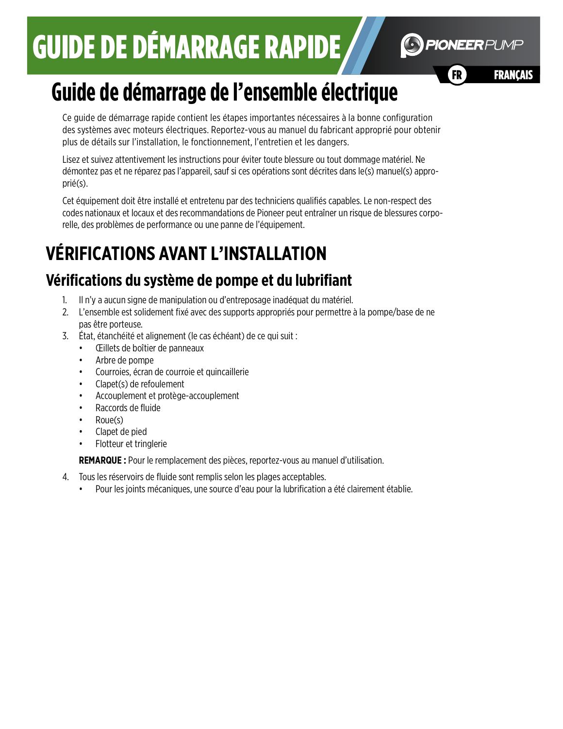# GUIDE DE DÉMARRAGE RAPIDE

## Guide de démarrage de l'ensemble électrique

Ce guide de démarrage rapide contient les étapes importantes nécessaires à la bonne configuration des systèmes avec moteurs électriques. Reportez-vous au manuel du fabricant approprié pour obtenir plus de détails sur l'installation, le fonctionnement, l'entretien et les dangers.

Lisez et suivez attentivement les instructions pour éviter toute blessure ou tout dommage matériel. Ne démontez pas et ne réparez pas l'appareil, sauf si ces opérations sont décrites dans le(s) manuel(s) approprié(s).

Cet équipement doit être installé et entretenu par des techniciens qualifiés capables. Le non-respect des codes nationaux et locaux et des recommandations de Pioneer peut entraîner un risque de blessures corporelle, des problèmes de performance ou une panne de l'équipement.

## VÉRIFICATIONS AVANT L'INSTALLATION

### Vérifications du système de pompe et du lubrifiant

1. Il n'y a aucun signe de manipulation ou d'entreposage inadéquat du matériel.
2. L'ensemble est solidement fixé avec des supports appropriés pour permettre à la pompe/base de ne pas être porteuse.
3. État, étanchéité et alignement (le cas échéant) de ce qui suit :
   - Œillets de boîtier de panneaux
   - Arbre de pompe
   - Courroies, écran de courroie et quincaillerie
   - Clapet(s) de refoulement
   - Accouplement et protège-accouplement
   - Raccords de fluide
   - Roue(s)
   - Clapet de pied
   - Flotteur et tringlerie

   **REMARQUE :** Pour le remplacement des pièces, reportez-vous au manuel d'utilisation.

4. Tous les réservoirs de fluide sont remplis selon les plages acceptables.
   - Pour les joints mécaniques, une source d'eau pour la lubrification a été clairement établie.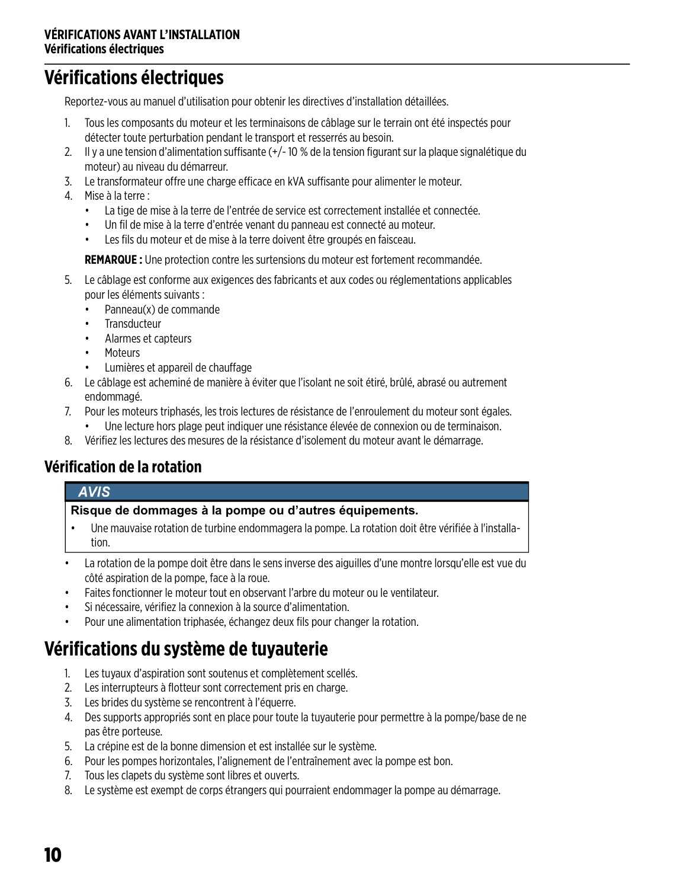## Vérifications électriques

Reportez-vous au manuel d'utilisation pour obtenir les directives d'installation détaillées.

1. Tous les composants du moteur et les terminaisons de câblage sur le terrain ont été inspectés pour détecter toute perturbation pendant le transport et resserrés au besoin.
2. Il y a une tension d'alimentation suffisante (+/- 10 % de la tension figurant sur la plaque signalétique du moteur) au niveau du démarreur.
3. Le transformateur offre une charge efficace en kVA suffisante pour alimenter le moteur.
4. Mise à la terre :
   - La tige de mise à la terre de l'entrée de service est correctement installée et connectée.
   - Un fil de mise à la terre d'entrée venant du panneau est connecté au moteur.
   - Les fils du moteur et de mise à la terre doivent être groupés en faisceau.

   **REMARQUE :** Une protection contre les surtensions du moteur est fortement recommandée.
5. Le câblage est conforme aux exigences des fabricants et aux codes ou réglementations applicables pour les éléments suivants :
   - Panneau(x) de commande
   - Transducteur
   - Alarmes et capteurs
   - Moteurs
   - Lumières et appareil de chauffage
6. Le câblage est acheminé de manière à éviter que l'isolant ne soit étiré, brûlé, abrasé ou autrement endommagé.
7. Pour les moteurs triphasés, les trois lectures de résistance de l'enroulement du moteur sont égales.
   - Une lecture hors plage peut indiquer une résistance élevée de connexion ou de terminaison.
8. Vérifiez les lectures des mesures de la résistance d'isolement du moteur avant le démarrage.

### Vérification de la rotation

> **AVIS**
>
> **Risque de dommages à la pompe ou d'autres équipements.**
>
> - Une mauvaise rotation de turbine endommagera la pompe. La rotation doit être vérifiée à l'installation.

- La rotation de la pompe doit être dans le sens inverse des aiguilles d'une montre lorsqu'elle est vue du côté aspiration de la pompe, face à la roue.
- Faites fonctionner le moteur tout en observant l'arbre du moteur ou le ventilateur.
- Si nécessaire, vérifiez la connexion à la source d'alimentation.
- Pour une alimentation triphasée, échangez deux fils pour changer la rotation.

## Vérifications du système de tuyauterie

1. Les tuyaux d'aspiration sont soutenus et complètement scellés.
2. Les interrupteurs à flotteur sont correctement pris en charge.
3. Les brides du système se rencontrent à l'équerre.
4. Des supports appropriés sont en place pour toute la tuyauterie pour permettre à la pompe/base de ne pas être porteuse.
5. La crépine est de la bonne dimension et est installée sur le système.
6. Pour les pompes horizontales, l'alignement de l'entraînement avec la pompe est bon.
7. Tous les clapets du système sont libres et ouverts.
8. Le système est exempt de corps étrangers qui pourraient endommager la pompe au démarrage.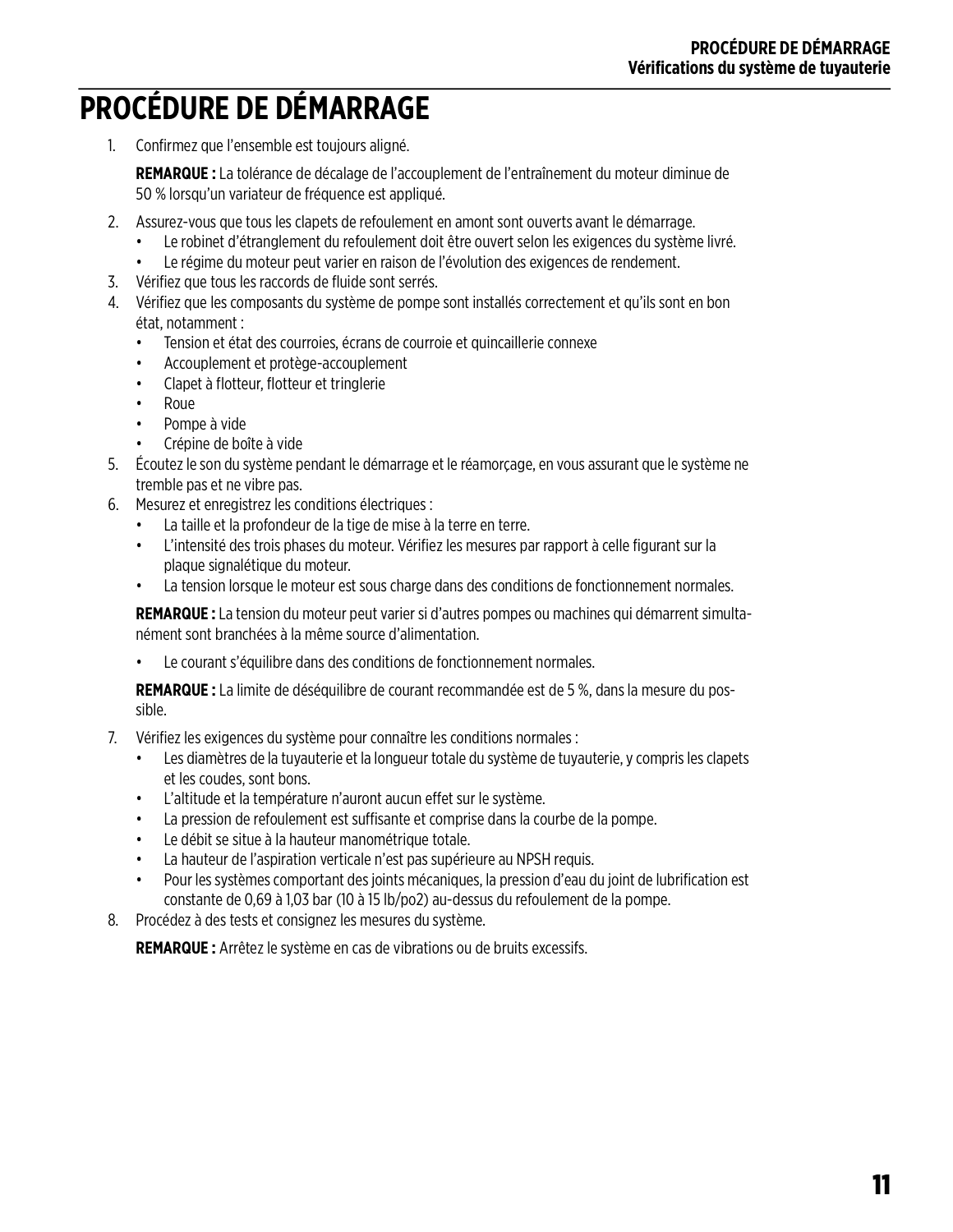# PROCÉDURE DE DÉMARRAGE

1. Confirmez que l'ensemble est toujours aligné.

   **REMARQUE :** La tolérance de décalage de l'accouplement de l'entraînement du moteur diminue de 50 % lorsqu'un variateur de fréquence est appliqué.

2. Assurez-vous que tous les clapets de refoulement en amont sont ouverts avant le démarrage.
   - Le robinet d'étranglement du refoulement doit être ouvert selon les exigences du système livré.
   - Le régime du moteur peut varier en raison de l'évolution des exigences de rendement.
3. Vérifiez que tous les raccords de fluide sont serrés.
4. Vérifiez que les composants du système de pompe sont installés correctement et qu'ils sont en bon état, notamment :
   - Tension et état des courroies, écrans de courroie et quincaillerie connexe
   - Accouplement et protège-accouplement
   - Clapet à flotteur, flotteur et tringlerie
   - Roue
   - Pompe à vide
   - Crépine de boîte à vide
5. Écoutez le son du système pendant le démarrage et le réamorçage, en vous assurant que le système ne tremble pas et ne vibre pas.
6. Mesurez et enregistrez les conditions électriques :
   - La taille et la profondeur de la tige de mise à la terre en terre.
   - L'intensité des trois phases du moteur. Vérifiez les mesures par rapport à celle figurant sur la plaque signalétique du moteur.
   - La tension lorsque le moteur est sous charge dans des conditions de fonctionnement normales.

   **REMARQUE :** La tension du moteur peut varier si d'autres pompes ou machines qui démarrent simultanément sont branchées à la même source d'alimentation.

   - Le courant s'équilibre dans des conditions de fonctionnement normales.

   **REMARQUE :** La limite de déséquilibre de courant recommandée est de 5 %, dans la mesure du possible.

7. Vérifiez les exigences du système pour connaître les conditions normales :
   - Les diamètres de la tuyauterie et la longueur totale du système de tuyauterie, y compris les clapets et les coudes, sont bons.
   - L'altitude et la température n'auront aucun effet sur le système.
   - La pression de refoulement est suffisante et comprise dans la courbe de la pompe.
   - Le débit se situe à la hauteur manométrique totale.
   - La hauteur de l'aspiration verticale n'est pas supérieure au NPSH requis.
   - Pour les systèmes comportant des joints mécaniques, la pression d'eau du joint de lubrification est constante de 0,69 à 1,03 bar (10 à 15 lb/po2) au-dessus du refoulement de la pompe.
8. Procédez à des tests et consignez les mesures du système.

   **REMARQUE :** Arrêtez le système en cas de vibrations ou de bruits excessifs.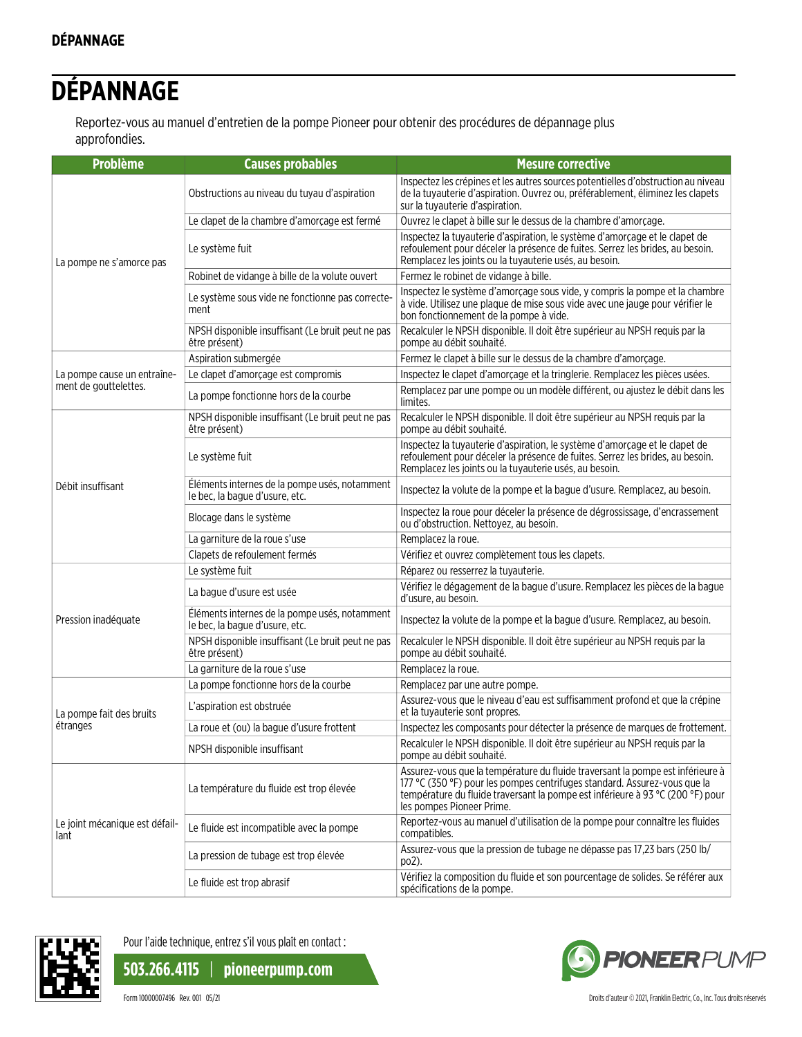# DÉPANNAGE

Reportez-vous au manuel d'entretien de la pompe Pioneer pour obtenir des procédures de dépannage plus approfondies.

| Problème | Causes probables | Mesure corrective |
|---|---|---|
| La pompe ne s'amorce pas | Obstructions au niveau du tuyau d'aspiration | Inspectez les crépines et les autres sources potentielles d'obstruction au niveau de la tuyauterie d'aspiration. Ouvrez ou, préférablement, éliminez les clapets sur la tuyauterie d'aspiration. |
| | Le clapet de la chambre d'amorçage est fermé | Ouvrez le clapet à bille sur le dessus de la chambre d'amorçage. |
| | Le système fuit | Inspectez la tuyauterie d'aspiration, le système d'amorçage et le clapet de refoulement pour déceler la présence de fuites. Serrez les brides, au besoin. Remplacez les joints ou la tuyauterie usés, au besoin. |
| | Robinet de vidange à bille de la volute ouvert | Fermez le robinet de vidange à bille. |
| | Le système sous vide ne fonctionne pas correctement | Inspectez le système d'amorçage sous vide, y compris la pompe et la chambre à vide. Utilisez une plaque de mise sous vide avec une jauge pour vérifier le bon fonctionnement de la pompe à vide. |
| | NPSH disponible insuffisant (Le bruit peut ne pas être présent) | Recalculer le NPSH disponible. Il doit être supérieur au NPSH requis par la pompe au débit souhaité. |
| La pompe cause un entraînement de gouttelettes. | Aspiration submergée | Fermez le clapet à bille sur le dessus de la chambre d'amorçage. |
| | Le clapet d'amorçage est compromis | Inspectez le clapet d'amorçage et la tringlerie. Remplacez les pièces usées. |
| | La pompe fonctionne hors de la courbe | Remplacez par une pompe ou un modèle différent, ou ajustez le débit dans les limites. |
| Débit insuffisant | NPSH disponible insuffisant (Le bruit peut ne pas être présent) | Recalculer le NPSH disponible. Il doit être supérieur au NPSH requis par la pompe au débit souhaité. |
| | Le système fuit | Inspectez la tuyauterie d'aspiration, le système d'amorçage et le clapet de refoulement pour déceler la présence de fuites. Serrez les brides, au besoin. Remplacez les joints ou la tuyauterie usés, au besoin. |
| | Éléments internes de la pompe usés, notamment le bec, la bague d'usure, etc. | Inspectez la volute de la pompe et la bague d'usure. Remplacez, au besoin. |
| | Blocage dans le système | Inspectez la roue pour déceler la présence de dégrossissage, d'encrassement ou d'obstruction. Nettoyez, au besoin. |
| | La garniture de la roue s'use | Remplacez la roue. |
| | Clapets de refoulement fermés | Vérifiez et ouvrez complètement tous les clapets. |
| Pression inadéquate | Le système fuit | Réparez ou resserrez la tuyauterie. |
| | La bague d'usure est usée | Vérifiez le dégagement de la bague d'usure. Remplacez les pièces de la bague d'usure, au besoin. |
| | Éléments internes de la pompe usés, notamment le bec, la bague d'usure, etc. | Inspectez la volute de la pompe et la bague d'usure. Remplacez, au besoin. |
| | NPSH disponible insuffisant (Le bruit peut ne pas être présent) | Recalculer le NPSH disponible. Il doit être supérieur au NPSH requis par la pompe au débit souhaité. |
| | La garniture de la roue s'use | Remplacez la roue. |
| La pompe fait des bruits étranges | La pompe fonctionne hors de la courbe | Remplacez par une autre pompe. |
| | L'aspiration est obstruée | Assurez-vous que le niveau d'eau est suffisamment profond et que la crépine et la tuyauterie sont propres. |
| | La roue et (ou) la bague d'usure frottent | Inspectez les composants pour détecter la présence de marques de frottement. |
| | NPSH disponible insuffisant | Recalculer le NPSH disponible. Il doit être supérieur au NPSH requis par la pompe au débit souhaité. |
| Le joint mécanique est défaillant | La température du fluide est trop élevée | Assurez-vous que la température du fluide traversant la pompe est inférieure à 177 °C (350 °F) pour les pompes centrifuges standard. Assurez-vous que la température du fluide traversant la pompe est inférieure à 93 °C (200 °F) pour les pompes Pioneer Prime. |
| | Le fluide est incompatible avec la pompe | Reportez-vous au manuel d'utilisation de la pompe pour connaître les fluides compatibles. |
| | La pression de tubage est trop élevée | Assurez-vous que la pression de tubage ne dépasse pas 17,23 bars (250 lb/po2). |
| | Le fluide est trop abrasif | Vérifiez la composition du fluide et son pourcentage de solides. Se référer aux spécifications de la pompe. |

Pour l'aide technique, entrez s'il vous plaît en contact :

**503.266.4115 | pioneerpump.com**

Form 10000007496 Rev. 001 05/21

Droits d'auteur © 2021, Franklin Electric, Co., Inc. Tous droits réservés